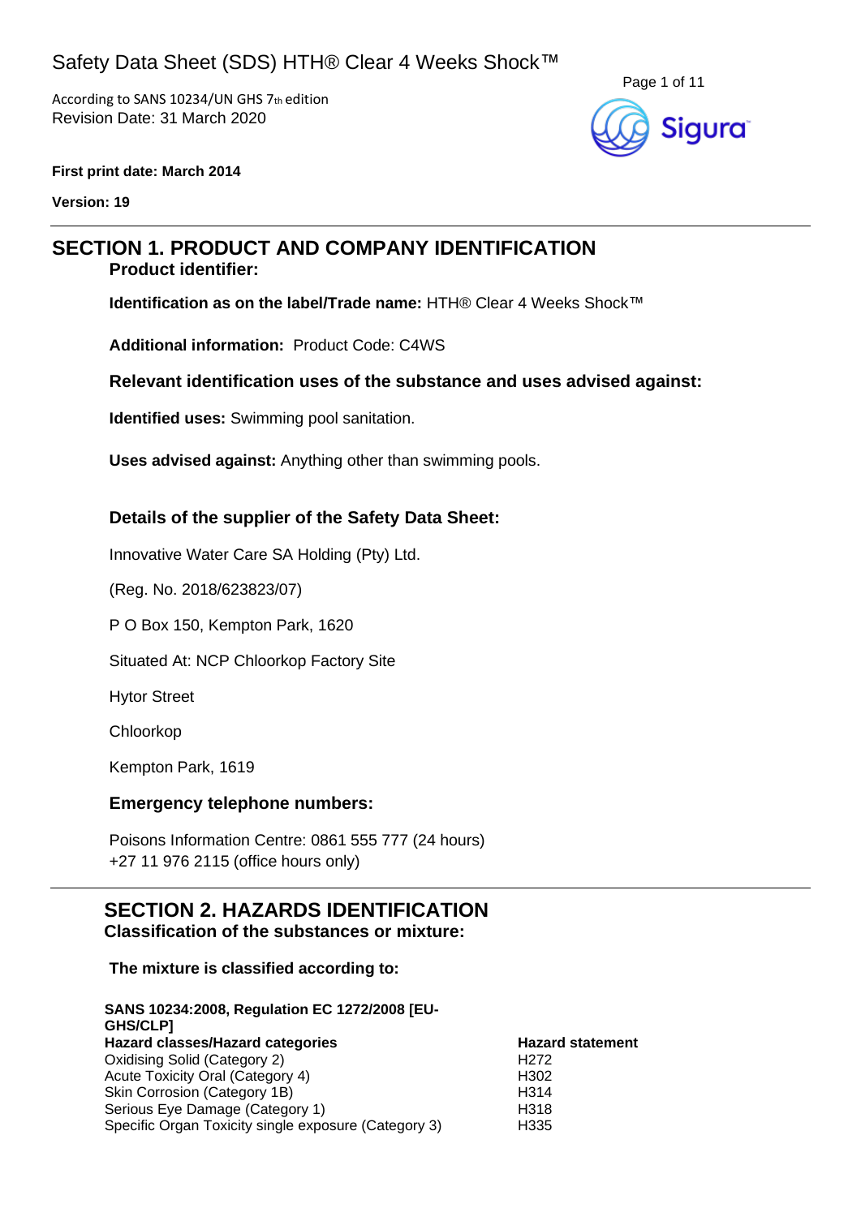# Safety Data Sheet (SDS) HTH® Clear 4 Weeks Shock™

According to SANS 10234/UN GHS 7th edition
Revision Date: 31 March 2020

**First print date: March 2014**

**Version: 19**

## SECTION 1. PRODUCT AND COMPANY IDENTIFICATION

### Product identifier:

**Identification as on the label/Trade name:** HTH® Clear 4 Weeks Shock™

**Additional information:** Product Code: C4WS

### Relevant identification uses of the substance and uses advised against:

**Identified uses:** Swimming pool sanitation.

**Uses advised against:** Anything other than swimming pools.

### Details of the supplier of the Safety Data Sheet:

Innovative Water Care SA Holding (Pty) Ltd.

(Reg. No. 2018/623823/07)

P O Box 150, Kempton Park, 1620

Situated At: NCP Chloorkop Factory Site

Hytor Street

Chloorkop

Kempton Park, 1619

### Emergency telephone numbers:

Poisons Information Centre: 0861 555 777 (24 hours)
+27 11 976 2115 (office hours only)

## SECTION 2. HAZARDS IDENTIFICATION

### Classification of the substances or mixture:

**The mixture is classified according to:**

**SANS 10234:2008, Regulation EC 1272/2008 [EU-GHS/CLP]**

| Hazard classes/Hazard categories | Hazard statement |
| --- | --- |
| Oxidising Solid (Category 2) | H272 |
| Acute Toxicity Oral (Category 4) | H302 |
| Skin Corrosion (Category 1B) | H314 |
| Serious Eye Damage (Category 1) | H318 |
| Specific Organ Toxicity single exposure (Category 3) | H335 |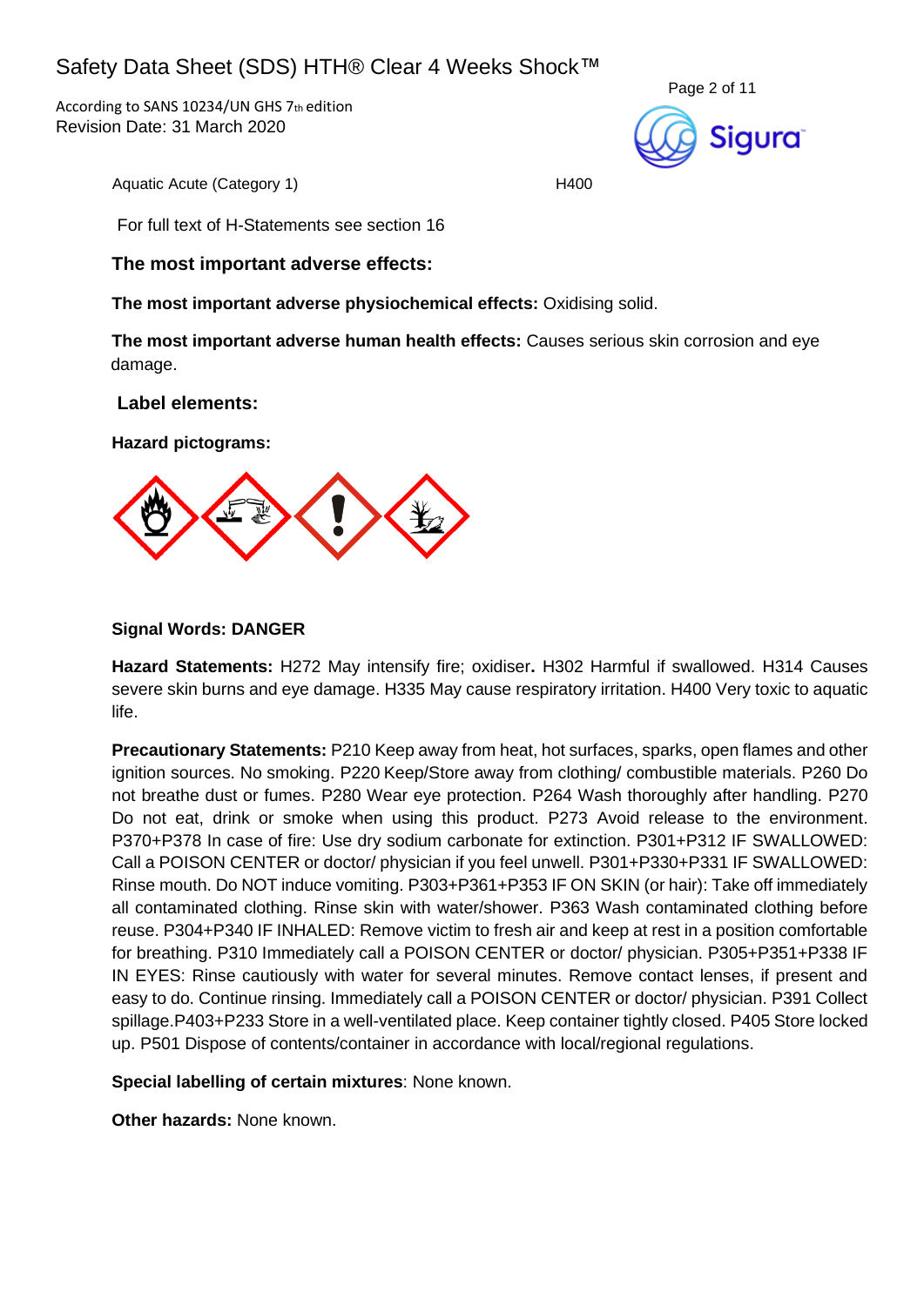Aquatic Acute (Category 1) H400

For full text of H-Statements see section 16

### The most important adverse effects:

**The most important adverse physiochemical effects:** Oxidising solid.

**The most important adverse human health effects:** Causes serious skin corrosion and eye damage.

### Label elements:

**Hazard pictograms:**

**Signal Words: DANGER**

**Hazard Statements:** H272 May intensify fire; oxidiser**.** H302 Harmful if swallowed. H314 Causes severe skin burns and eye damage. H335 May cause respiratory irritation. H400 Very toxic to aquatic life.

**Precautionary Statements:** P210 Keep away from heat, hot surfaces, sparks, open flames and other ignition sources. No smoking. P220 Keep/Store away from clothing/ combustible materials. P260 Do not breathe dust or fumes. P280 Wear eye protection. P264 Wash thoroughly after handling. P270 Do not eat, drink or smoke when using this product. P273 Avoid release to the environment. P370+P378 In case of fire: Use dry sodium carbonate for extinction. P301+P312 IF SWALLOWED: Call a POISON CENTER or doctor/ physician if you feel unwell. P301+P330+P331 IF SWALLOWED: Rinse mouth. Do NOT induce vomiting. P303+P361+P353 IF ON SKIN (or hair): Take off immediately all contaminated clothing. Rinse skin with water/shower. P363 Wash contaminated clothing before reuse. P304+P340 IF INHALED: Remove victim to fresh air and keep at rest in a position comfortable for breathing. P310 Immediately call a POISON CENTER or doctor/ physician. P305+P351+P338 IF IN EYES: Rinse cautiously with water for several minutes. Remove contact lenses, if present and easy to do. Continue rinsing. Immediately call a POISON CENTER or doctor/ physician. P391 Collect spillage.P403+P233 Store in a well-ventilated place. Keep container tightly closed. P405 Store locked up. P501 Dispose of contents/container in accordance with local/regional regulations.

**Special labelling of certain mixtures**: None known.

**Other hazards:** None known.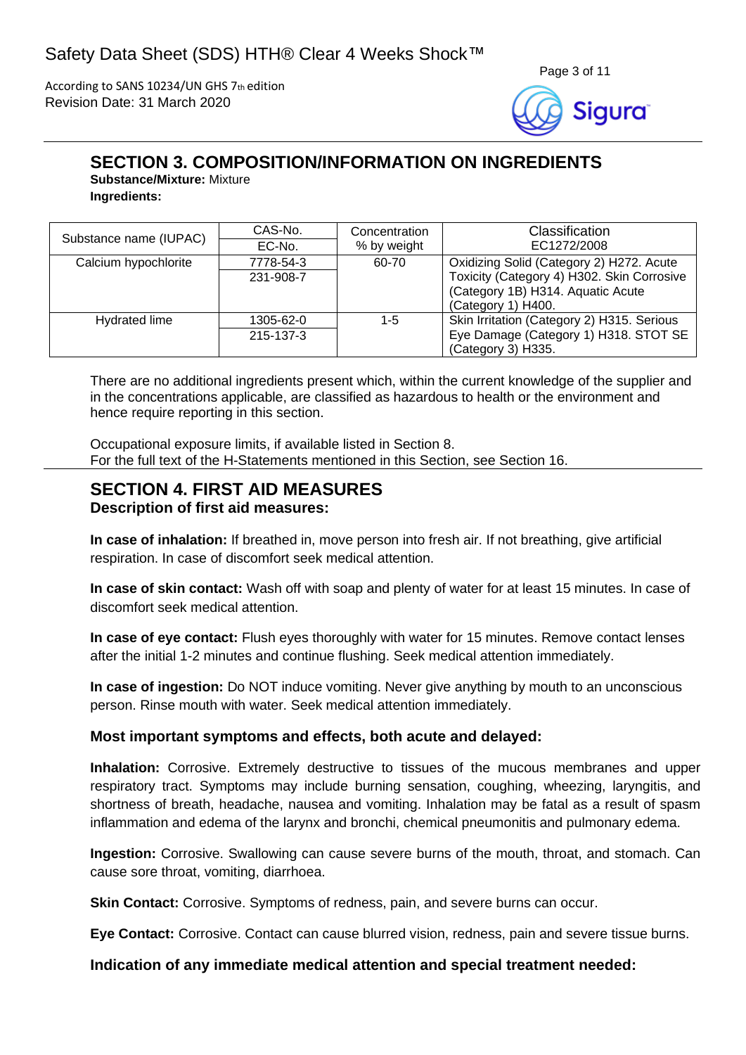## SECTION 3. COMPOSITION/INFORMATION ON INGREDIENTS

**Substance/Mixture:** Mixture

**Ingredients:**

| Substance name (IUPAC) | CAS-No. / EC-No. | Concentration % by weight | Classification EC1272/2008 |
|---|---|---|---|
| Calcium hypochlorite | 7778-54-3 / 231-908-7 | 60-70 | Oxidizing Solid (Category 2) H272. Acute Toxicity (Category 4) H302. Skin Corrosive (Category 1B) H314. Aquatic Acute (Category 1) H400. |
| Hydrated lime | 1305-62-0 / 215-137-3 | 1-5 | Skin Irritation (Category 2) H315. Serious Eye Damage (Category 1) H318. STOT SE (Category 3) H335. |

There are no additional ingredients present which, within the current knowledge of the supplier and in the concentrations applicable, are classified as hazardous to health or the environment and hence require reporting in this section.

Occupational exposure limits, if available listed in Section 8.
For the full text of the H-Statements mentioned in this Section, see Section 16.

## SECTION 4. FIRST AID MEASURES

### Description of first aid measures:

**In case of inhalation:** If breathed in, move person into fresh air. If not breathing, give artificial respiration. In case of discomfort seek medical attention.

**In case of skin contact:** Wash off with soap and plenty of water for at least 15 minutes. In case of discomfort seek medical attention.

**In case of eye contact:** Flush eyes thoroughly with water for 15 minutes. Remove contact lenses after the initial 1-2 minutes and continue flushing. Seek medical attention immediately.

**In case of ingestion:** Do NOT induce vomiting. Never give anything by mouth to an unconscious person. Rinse mouth with water. Seek medical attention immediately.

### Most important symptoms and effects, both acute and delayed:

**Inhalation:** Corrosive. Extremely destructive to tissues of the mucous membranes and upper respiratory tract. Symptoms may include burning sensation, coughing, wheezing, laryngitis, and shortness of breath, headache, nausea and vomiting. Inhalation may be fatal as a result of spasm inflammation and edema of the larynx and bronchi, chemical pneumonitis and pulmonary edema.

**Ingestion:** Corrosive. Swallowing can cause severe burns of the mouth, throat, and stomach. Can cause sore throat, vomiting, diarrhoea.

**Skin Contact:** Corrosive. Symptoms of redness, pain, and severe burns can occur.

**Eye Contact:** Corrosive. Contact can cause blurred vision, redness, pain and severe tissue burns.

### Indication of any immediate medical attention and special treatment needed: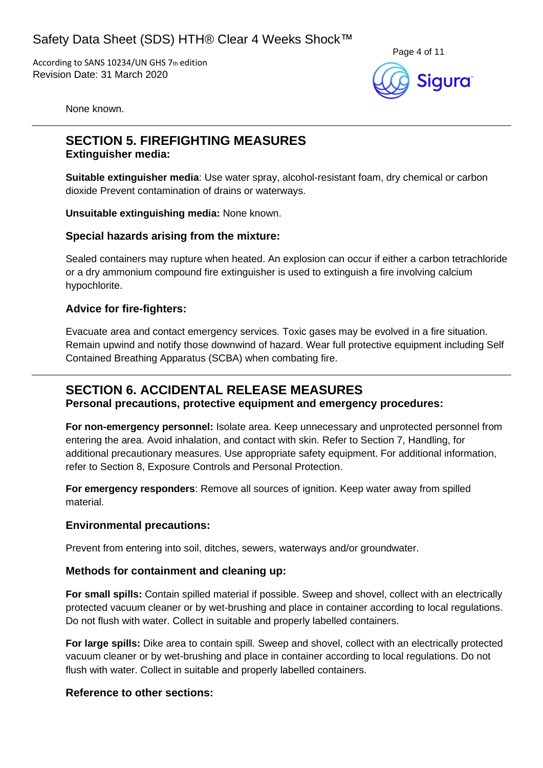None known.

## SECTION 5. FIREFIGHTING MEASURES

### Extinguisher media:

**Suitable extinguisher media**: Use water spray, alcohol-resistant foam, dry chemical or carbon dioxide Prevent contamination of drains or waterways.

**Unsuitable extinguishing media:** None known.

### Special hazards arising from the mixture:

Sealed containers may rupture when heated. An explosion can occur if either a carbon tetrachloride or a dry ammonium compound fire extinguisher is used to extinguish a fire involving calcium hypochlorite.

### Advice for fire-fighters:

Evacuate area and contact emergency services. Toxic gases may be evolved in a fire situation. Remain upwind and notify those downwind of hazard. Wear full protective equipment including Self Contained Breathing Apparatus (SCBA) when combating fire.

## SECTION 6. ACCIDENTAL RELEASE MEASURES

### Personal precautions, protective equipment and emergency procedures:

**For non-emergency personnel:** Isolate area. Keep unnecessary and unprotected personnel from entering the area. Avoid inhalation, and contact with skin. Refer to Section 7, Handling, for additional precautionary measures. Use appropriate safety equipment. For additional information, refer to Section 8, Exposure Controls and Personal Protection.

**For emergency responders**: Remove all sources of ignition. Keep water away from spilled material.

### Environmental precautions:

Prevent from entering into soil, ditches, sewers, waterways and/or groundwater.

### Methods for containment and cleaning up:

**For small spills:** Contain spilled material if possible. Sweep and shovel, collect with an electrically protected vacuum cleaner or by wet-brushing and place in container according to local regulations. Do not flush with water. Collect in suitable and properly labelled containers.

**For large spills:** Dike area to contain spill. Sweep and shovel, collect with an electrically protected vacuum cleaner or by wet-brushing and place in container according to local regulations. Do not flush with water. Collect in suitable and properly labelled containers.

### Reference to other sections: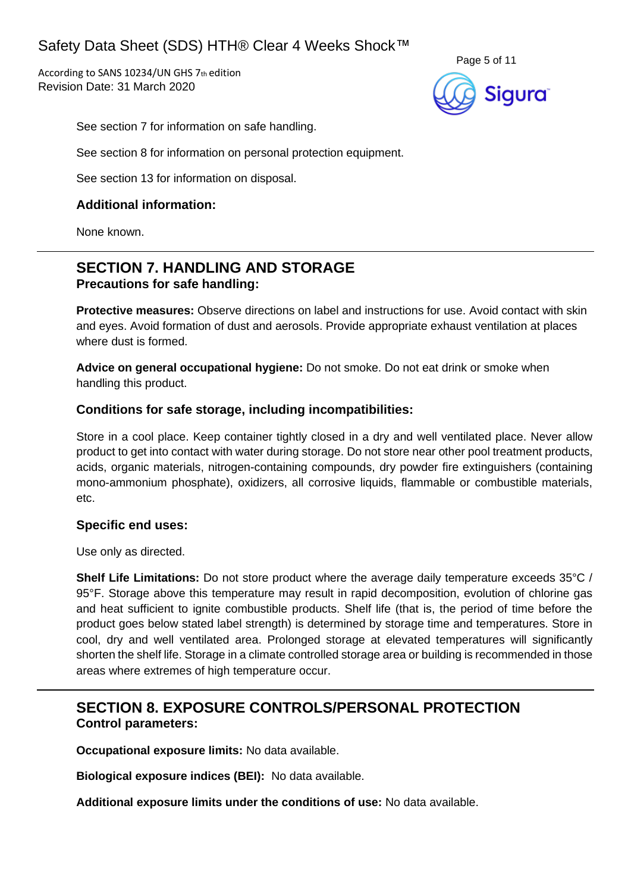See section 7 for information on safe handling.

See section 8 for information on personal protection equipment.

See section 13 for information on disposal.

### Additional information:

None known.

## SECTION 7. HANDLING AND STORAGE

### Precautions for safe handling:

**Protective measures:** Observe directions on label and instructions for use. Avoid contact with skin and eyes. Avoid formation of dust and aerosols. Provide appropriate exhaust ventilation at places where dust is formed.

**Advice on general occupational hygiene:** Do not smoke. Do not eat drink or smoke when handling this product.

### Conditions for safe storage, including incompatibilities:

Store in a cool place. Keep container tightly closed in a dry and well ventilated place. Never allow product to get into contact with water during storage. Do not store near other pool treatment products, acids, organic materials, nitrogen-containing compounds, dry powder fire extinguishers (containing mono-ammonium phosphate), oxidizers, all corrosive liquids, flammable or combustible materials, etc.

### Specific end uses:

Use only as directed.

**Shelf Life Limitations:** Do not store product where the average daily temperature exceeds 35°C / 95°F. Storage above this temperature may result in rapid decomposition, evolution of chlorine gas and heat sufficient to ignite combustible products. Shelf life (that is, the period of time before the product goes below stated label strength) is determined by storage time and temperatures. Store in cool, dry and well ventilated area. Prolonged storage at elevated temperatures will significantly shorten the shelf life. Storage in a climate controlled storage area or building is recommended in those areas where extremes of high temperature occur.

## SECTION 8. EXPOSURE CONTROLS/PERSONAL PROTECTION

### Control parameters:

**Occupational exposure limits:** No data available.

**Biological exposure indices (BEI):** No data available.

**Additional exposure limits under the conditions of use:** No data available.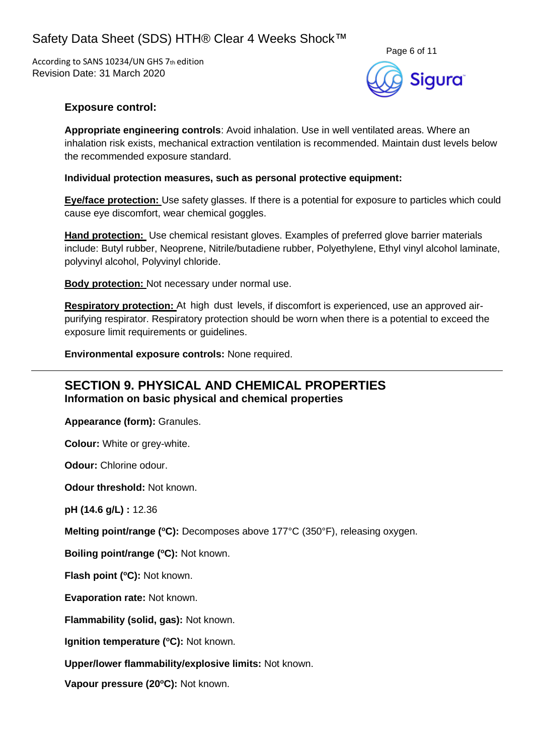### Exposure control:

**Appropriate engineering controls**: Avoid inhalation. Use in well ventilated areas. Where an inhalation risk exists, mechanical extraction ventilation is recommended. Maintain dust levels below the recommended exposure standard.

**Individual protection measures, such as personal protective equipment:**

**Eye/face protection:** Use safety glasses. If there is a potential for exposure to particles which could cause eye discomfort, wear chemical goggles.

**Hand protection:** Use chemical resistant gloves. Examples of preferred glove barrier materials include: Butyl rubber, Neoprene, Nitrile/butadiene rubber, Polyethylene, Ethyl vinyl alcohol laminate, polyvinyl alcohol, Polyvinyl chloride.

**Body protection:** Not necessary under normal use.

**Respiratory protection:** At high dust levels, if discomfort is experienced, use an approved air-purifying respirator. Respiratory protection should be worn when there is a potential to exceed the exposure limit requirements or guidelines.

**Environmental exposure controls:** None required.

## SECTION 9. PHYSICAL AND CHEMICAL PROPERTIES

### Information on basic physical and chemical properties

**Appearance (form):** Granules.

**Colour:** White or grey-white.

**Odour:** Chlorine odour.

**Odour threshold:** Not known.

**pH (14.6 g/L) :** 12.36

**Melting point/range (ºC):** Decomposes above 177°C (350°F), releasing oxygen.

**Boiling point/range (ºC):** Not known.

**Flash point (ºC):** Not known.

**Evaporation rate:** Not known.

**Flammability (solid, gas):** Not known.

**Ignition temperature (ºC):** Not known.

**Upper/lower flammability/explosive limits:** Not known.

**Vapour pressure (20ºC):** Not known.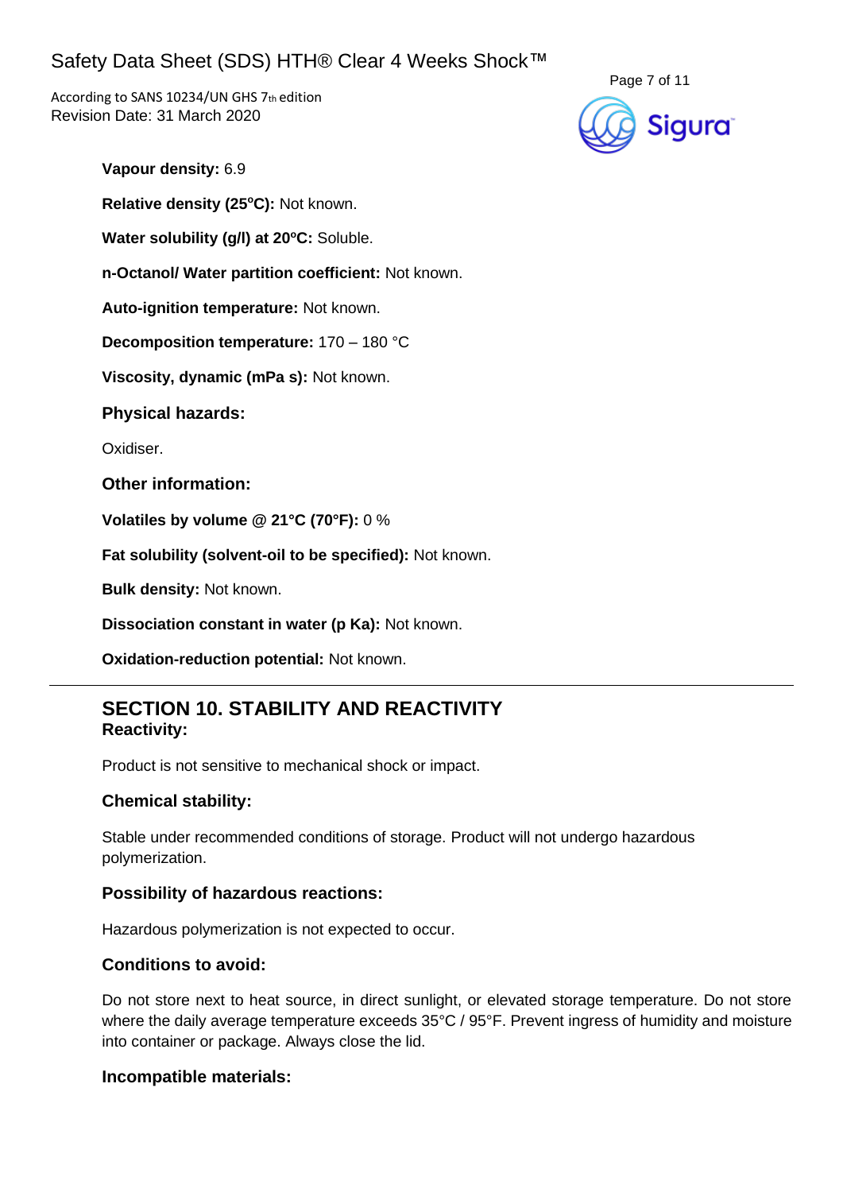**Vapour density:** 6.9

**Relative density (25ºC):** Not known.

**Water solubility (g/l) at 20ºC:** Soluble.

**n-Octanol/ Water partition coefficient:** Not known.

**Auto-ignition temperature:** Not known.

**Decomposition temperature:** 170 – 180 °C

**Viscosity, dynamic (mPa s):** Not known.

### Physical hazards:

Oxidiser.

### Other information:

**Volatiles by volume @ 21°C (70°F):** 0 %

**Fat solubility (solvent-oil to be specified):** Not known.

**Bulk density:** Not known.

**Dissociation constant in water (p Ka):** Not known.

**Oxidation-reduction potential:** Not known.

---

## SECTION 10. STABILITY AND REACTIVITY

### Reactivity:

Product is not sensitive to mechanical shock or impact.

### Chemical stability:

Stable under recommended conditions of storage. Product will not undergo hazardous polymerization.

### Possibility of hazardous reactions:

Hazardous polymerization is not expected to occur.

### Conditions to avoid:

Do not store next to heat source, in direct sunlight, or elevated storage temperature. Do not store where the daily average temperature exceeds 35°C / 95°F. Prevent ingress of humidity and moisture into container or package. Always close the lid.

### Incompatible materials: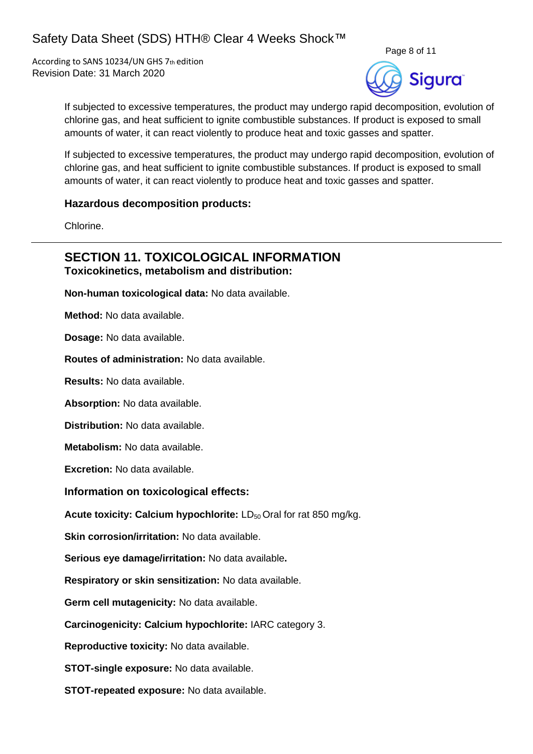If subjected to excessive temperatures, the product may undergo rapid decomposition, evolution of chlorine gas, and heat sufficient to ignite combustible substances. If product is exposed to small amounts of water, it can react violently to produce heat and toxic gasses and spatter.

If subjected to excessive temperatures, the product may undergo rapid decomposition, evolution of chlorine gas, and heat sufficient to ignite combustible substances. If product is exposed to small amounts of water, it can react violently to produce heat and toxic gasses and spatter.

### Hazardous decomposition products:

Chlorine.

---

## SECTION 11. TOXICOLOGICAL INFORMATION

### Toxicokinetics, metabolism and distribution:

**Non-human toxicological data:** No data available.

**Method:** No data available.

**Dosage:** No data available.

**Routes of administration:** No data available.

**Results:** No data available.

**Absorption:** No data available.

**Distribution:** No data available.

**Metabolism:** No data available.

**Excretion:** No data available.

### Information on toxicological effects:

**Acute toxicity: Calcium hypochlorite:** $LD_{50}$ Oral for rat 850 mg/kg.

**Skin corrosion/irritation:** No data available.

**Serious eye damage/irritation:** No data available**.**

**Respiratory or skin sensitization:** No data available.

**Germ cell mutagenicity:** No data available.

**Carcinogenicity: Calcium hypochlorite:** IARC category 3.

**Reproductive toxicity:** No data available.

**STOT-single exposure:** No data available.

**STOT-repeated exposure:** No data available.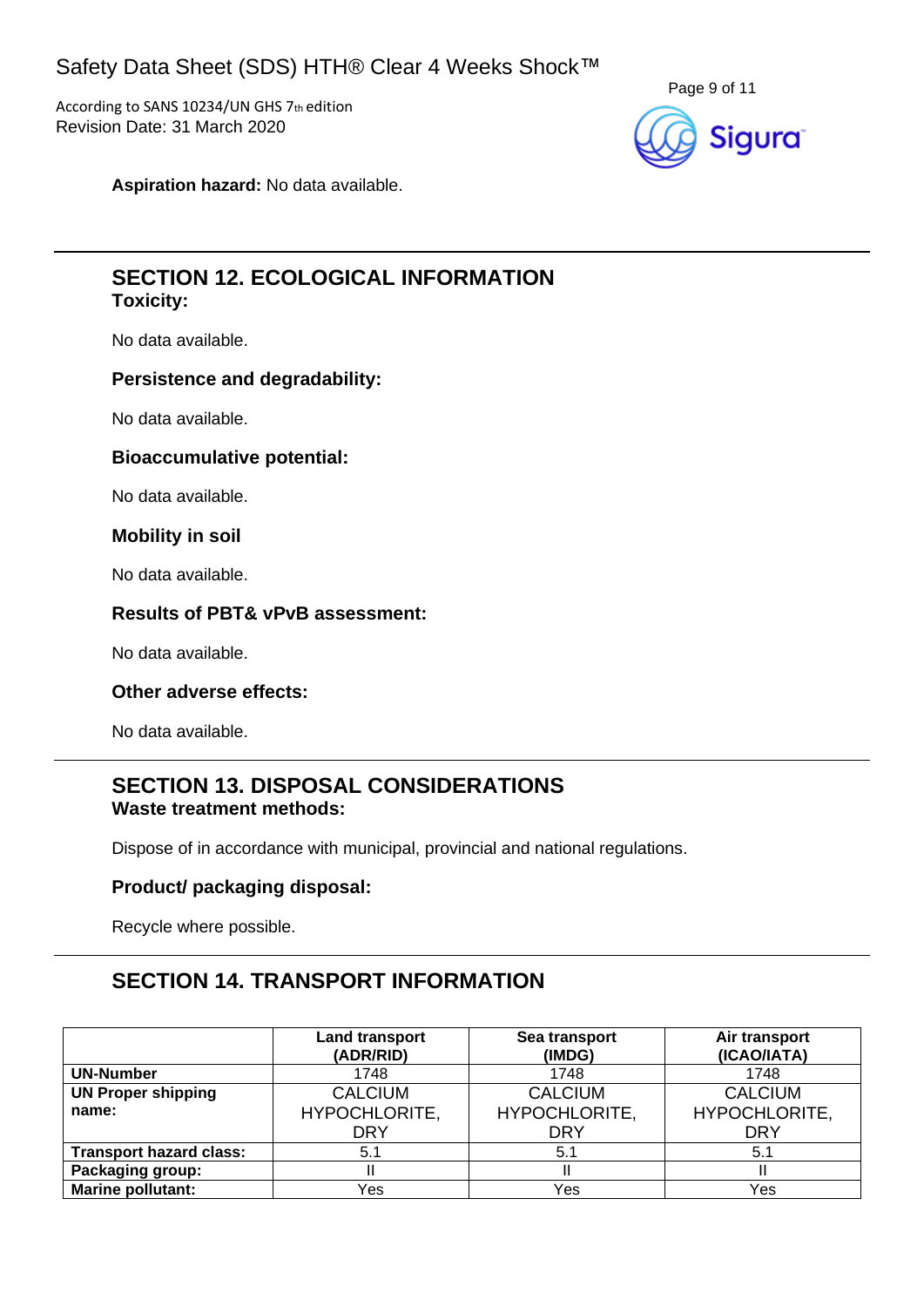**Aspiration hazard:** No data available.

## SECTION 12. ECOLOGICAL INFORMATION

**Toxicity:**

No data available.

**Persistence and degradability:**

No data available.

**Bioaccumulative potential:**

No data available.

**Mobility in soil**

No data available.

**Results of PBT& vPvB assessment:**

No data available.

**Other adverse effects:**

No data available.

## SECTION 13. DISPOSAL CONSIDERATIONS

**Waste treatment methods:**

Dispose of in accordance with municipal, provincial and national regulations.

**Product/ packaging disposal:**

Recycle where possible.

## SECTION 14. TRANSPORT INFORMATION

| | Land transport (ADR/RID) | Sea transport (IMDG) | Air transport (ICAO/IATA) |
|---|---|---|---|
| **UN-Number** | 1748 | 1748 | 1748 |
| **UN Proper shipping name:** | CALCIUM HYPOCHLORITE, DRY | CALCIUM HYPOCHLORITE, DRY | CALCIUM HYPOCHLORITE, DRY |
| **Transport hazard class:** | 5.1 | 5.1 | 5.1 |
| **Packaging group:** | II | II | II |
| **Marine pollutant:** | Yes | Yes | Yes |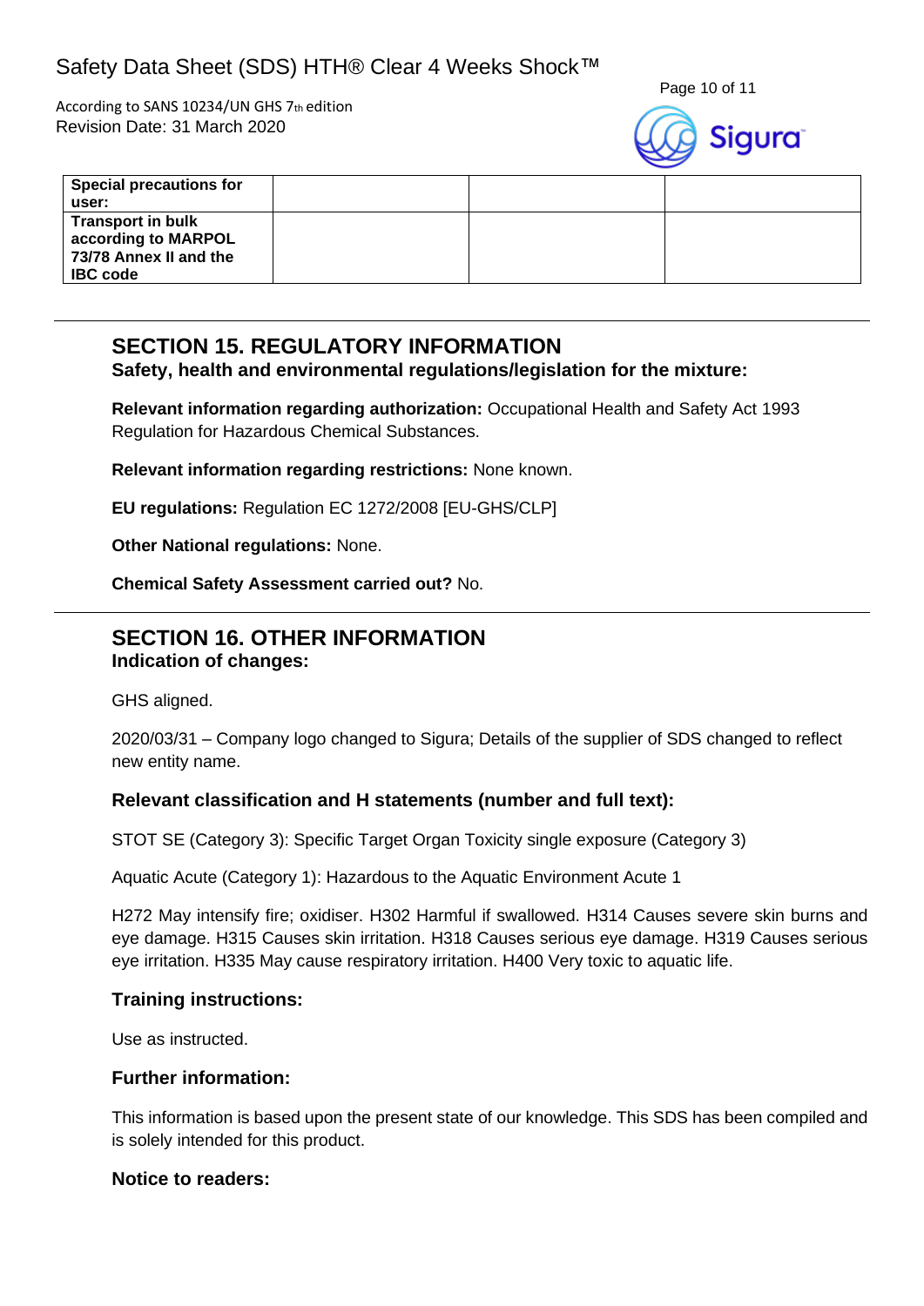| Special precautions for user: | | | |
|---|---|---|---|
| Transport in bulk according to MARPOL 73/78 Annex II and the IBC code | | | |

## SECTION 15. REGULATORY INFORMATION

**Safety, health and environmental regulations/legislation for the mixture:**

**Relevant information regarding authorization:** Occupational Health and Safety Act 1993 Regulation for Hazardous Chemical Substances.

**Relevant information regarding restrictions:** None known.

**EU regulations:** Regulation EC 1272/2008 [EU-GHS/CLP]

**Other National regulations:** None.

**Chemical Safety Assessment carried out?** No.

## SECTION 16. OTHER INFORMATION

**Indication of changes:**

GHS aligned.

2020/03/31 – Company logo changed to Sigura; Details of the supplier of SDS changed to reflect new entity name.

### Relevant classification and H statements (number and full text):

STOT SE (Category 3): Specific Target Organ Toxicity single exposure (Category 3)

Aquatic Acute (Category 1): Hazardous to the Aquatic Environment Acute 1

H272 May intensify fire; oxidiser. H302 Harmful if swallowed. H314 Causes severe skin burns and eye damage. H315 Causes skin irritation. H318 Causes serious eye damage. H319 Causes serious eye irritation. H335 May cause respiratory irritation. H400 Very toxic to aquatic life.

### Training instructions:

Use as instructed.

### Further information:

This information is based upon the present state of our knowledge. This SDS has been compiled and is solely intended for this product.

### Notice to readers: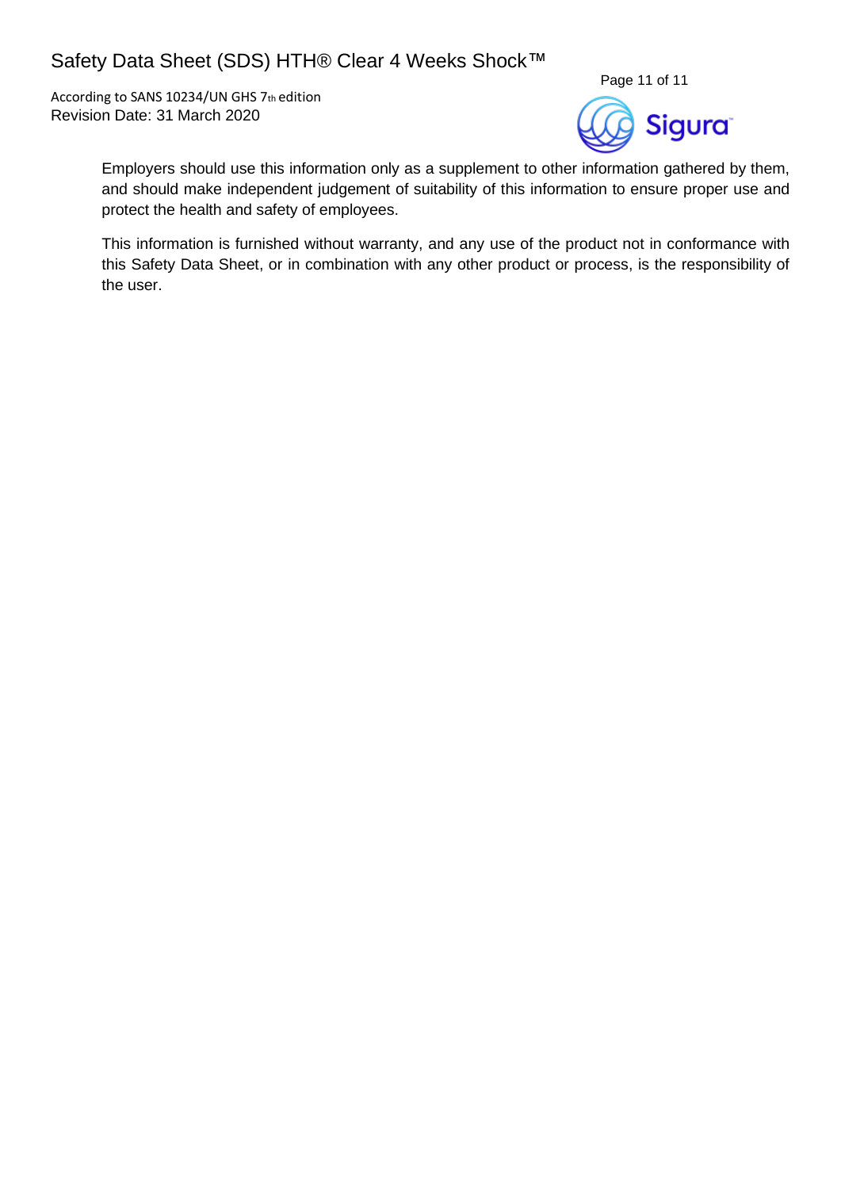Employers should use this information only as a supplement to other information gathered by them, and should make independent judgement of suitability of this information to ensure proper use and protect the health and safety of employees.

This information is furnished without warranty, and any use of the product not in conformance with this Safety Data Sheet, or in combination with any other product or process, is the responsibility of the user.